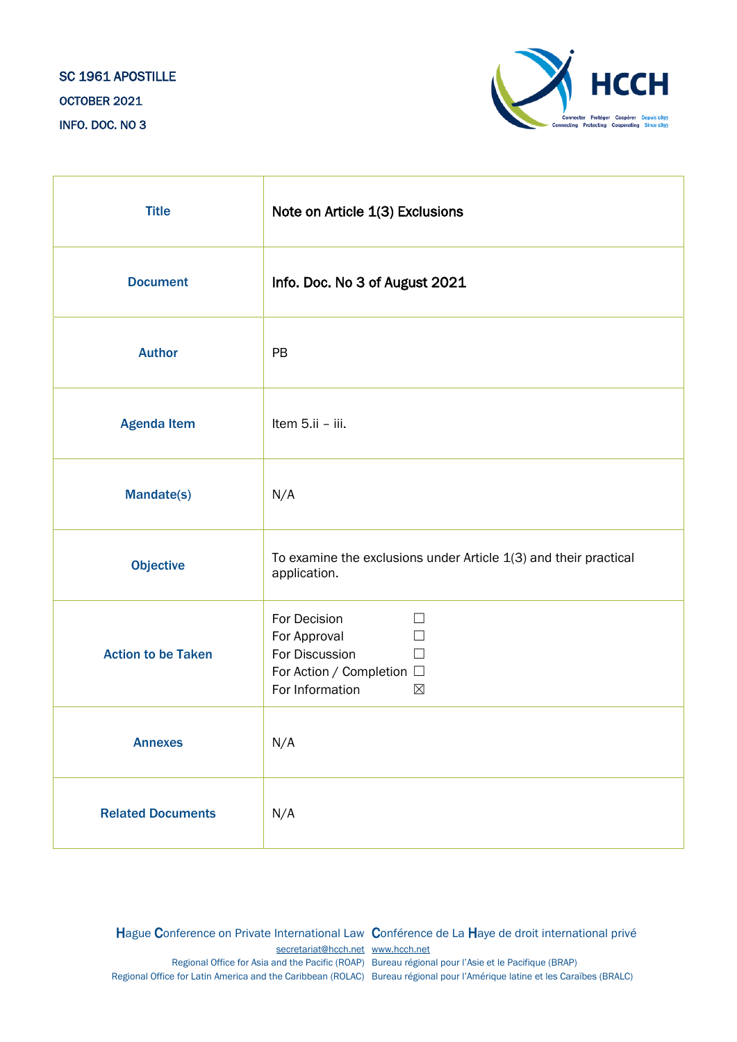SC 1961 APOSTILLE

OCTOBER 2021

INFO. DOC. NO 3

| | |
|---|---|
| **Title** | Note on Article 1(3) Exclusions |
| **Document** | Info. Doc. No 3 of August 2021 |
| **Author** | PB |
| **Agenda Item** | Item 5.ii – iii. |
| **Mandate(s)** | N/A |
| **Objective** | To examine the exclusions under Article 1(3) and their practical application. |
| **Action to be Taken** | For Decision ☐<br>For Approval ☐<br>For Discussion ☐<br>For Action / Completion ☐<br>For Information ☒ |
| **Annexes** | N/A |
| **Related Documents** | N/A |

Hague Conference on Private International Law Conférence de La Haye de droit international privé

secretariat@hcch.net www.hcch.net

Regional Office for Asia and the Pacific (ROAP) Bureau régional pour l'Asie et le Pacifique (BRAP)

Regional Office for Latin America and the Caribbean (ROLAC) Bureau régional pour l'Amérique latine et les Caraïbes (BRALC)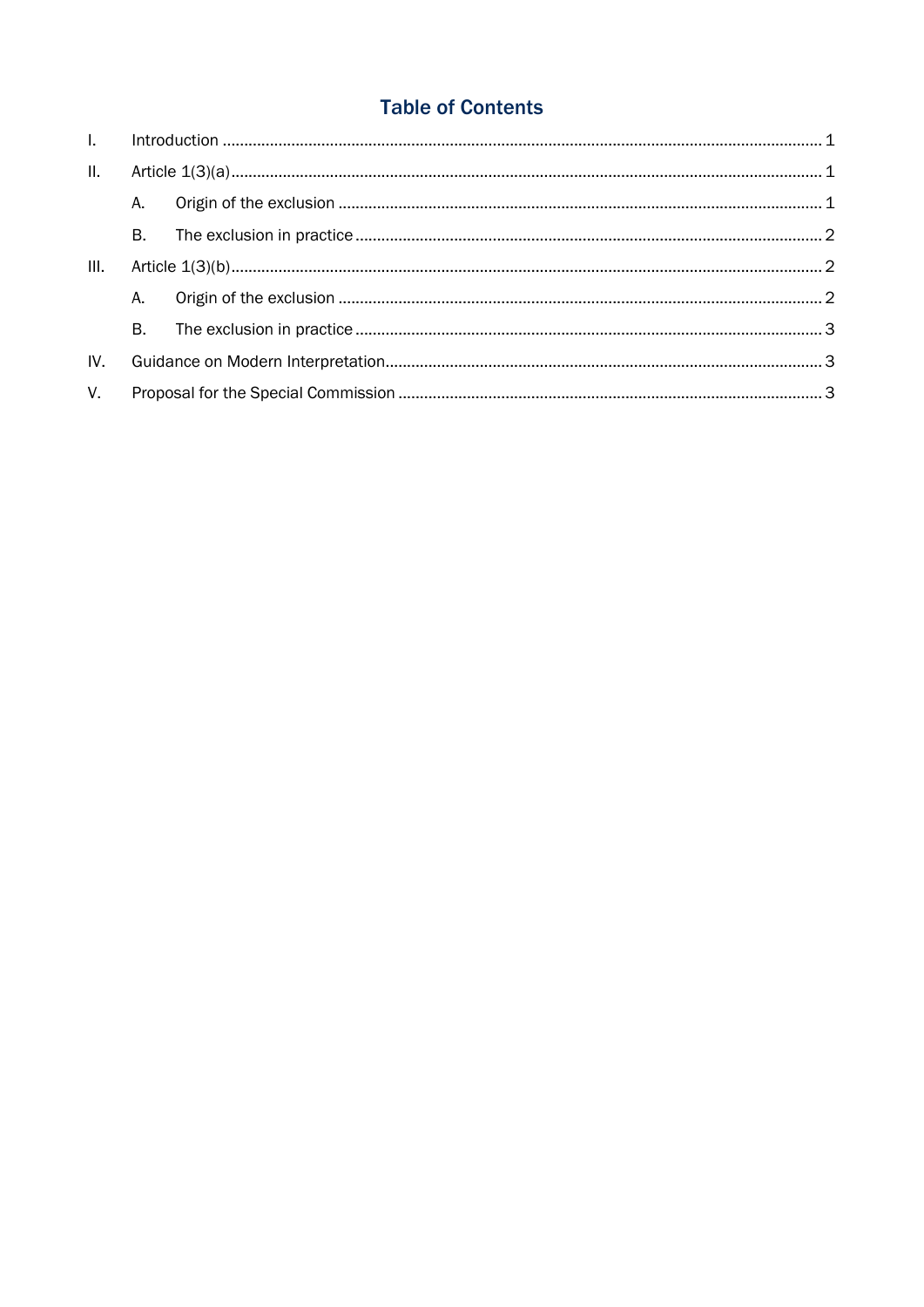## Table of Contents

I. Introduction ..... 1

II. Article 1(3)(a) ..... 1

- A. Origin of the exclusion ..... 1
- B. The exclusion in practice ..... 2

III. Article 1(3)(b) ..... 2

- A. Origin of the exclusion ..... 2
- B. The exclusion in practice ..... 3

IV. Guidance on Modern Interpretation ..... 3

V. Proposal for the Special Commission ..... 3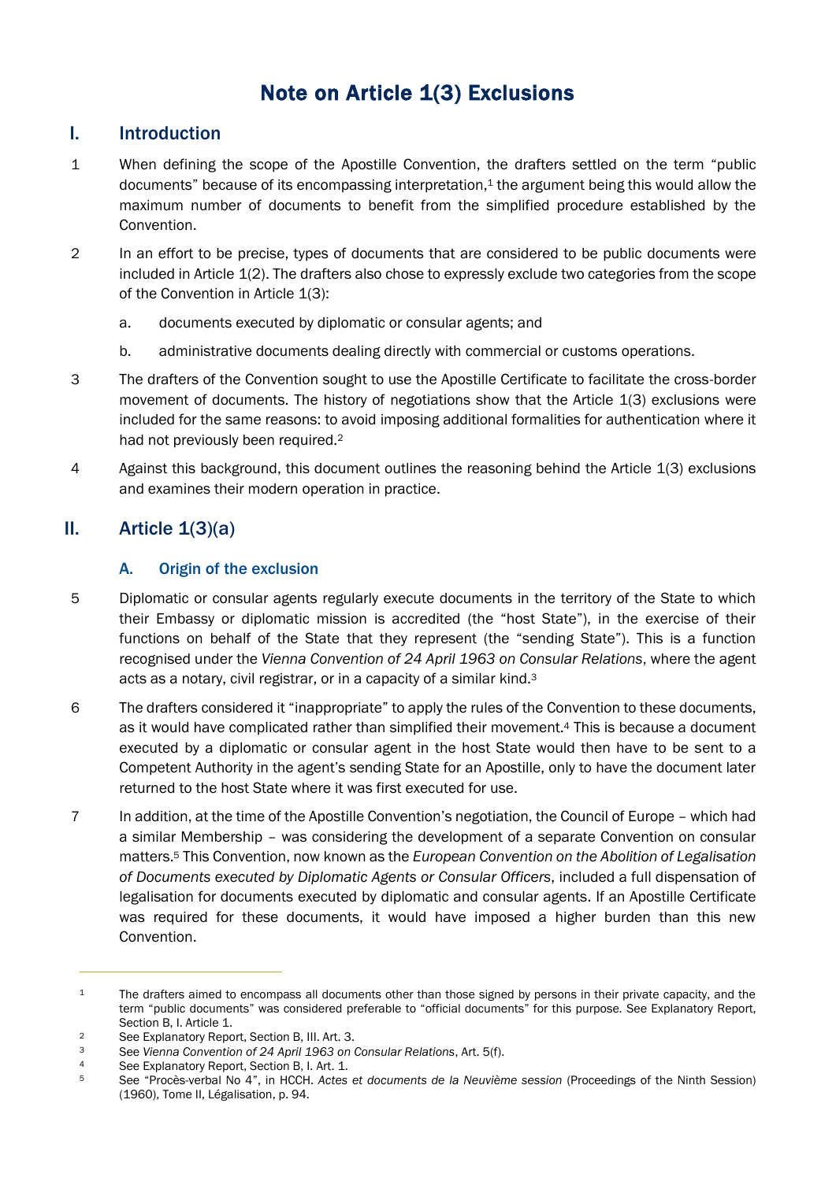# Note on Article 1(3) Exclusions

## I. Introduction

1 When defining the scope of the Apostille Convention, the drafters settled on the term "public documents" because of its encompassing interpretation,[1] the argument being this would allow the maximum number of documents to benefit from the simplified procedure established by the Convention.

2 In an effort to be precise, types of documents that are considered to be public documents were included in Article 1(2). The drafters also chose to expressly exclude two categories from the scope of the Convention in Article 1(3):

a. documents executed by diplomatic or consular agents; and

b. administrative documents dealing directly with commercial or customs operations.

3 The drafters of the Convention sought to use the Apostille Certificate to facilitate the cross-border movement of documents. The history of negotiations show that the Article 1(3) exclusions were included for the same reasons: to avoid imposing additional formalities for authentication where it had not previously been required.[2]

4 Against this background, this document outlines the reasoning behind the Article 1(3) exclusions and examines their modern operation in practice.

## II. Article 1(3)(a)

### A. Origin of the exclusion

5 Diplomatic or consular agents regularly execute documents in the territory of the State to which their Embassy or diplomatic mission is accredited (the "host State"), in the exercise of their functions on behalf of the State that they represent (the "sending State"). This is a function recognised under the *Vienna Convention of 24 April 1963 on Consular Relations*, where the agent acts as a notary, civil registrar, or in a capacity of a similar kind.[3]

6 The drafters considered it "inappropriate" to apply the rules of the Convention to these documents, as it would have complicated rather than simplified their movement.[4] This is because a document executed by a diplomatic or consular agent in the host State would then have to be sent to a Competent Authority in the agent's sending State for an Apostille, only to have the document later returned to the host State where it was first executed for use.

7 In addition, at the time of the Apostille Convention's negotiation, the Council of Europe – which had a similar Membership – was considering the development of a separate Convention on consular matters.[5] This Convention, now known as the *European Convention on the Abolition of Legalisation of Documents executed by Diplomatic Agents or Consular Officers*, included a full dispensation of legalisation for documents executed by diplomatic and consular agents. If an Apostille Certificate was required for these documents, it would have imposed a higher burden than this new Convention.

---

[1] The drafters aimed to encompass all documents other than those signed by persons in their private capacity, and the term "public documents" was considered preferable to "official documents" for this purpose. See Explanatory Report, Section B, I. Article 1.

[2] See Explanatory Report, Section B, III. Art. 3.

[3] See *Vienna Convention of 24 April 1963 on Consular Relations*, Art. 5(f).

[4] See Explanatory Report, Section B, I. Art. 1.

[5] See "Procès-verbal No 4", in HCCH. *Actes et documents de la Neuvième session* (Proceedings of the Ninth Session) (1960), Tome II, Légalisation, p. 94.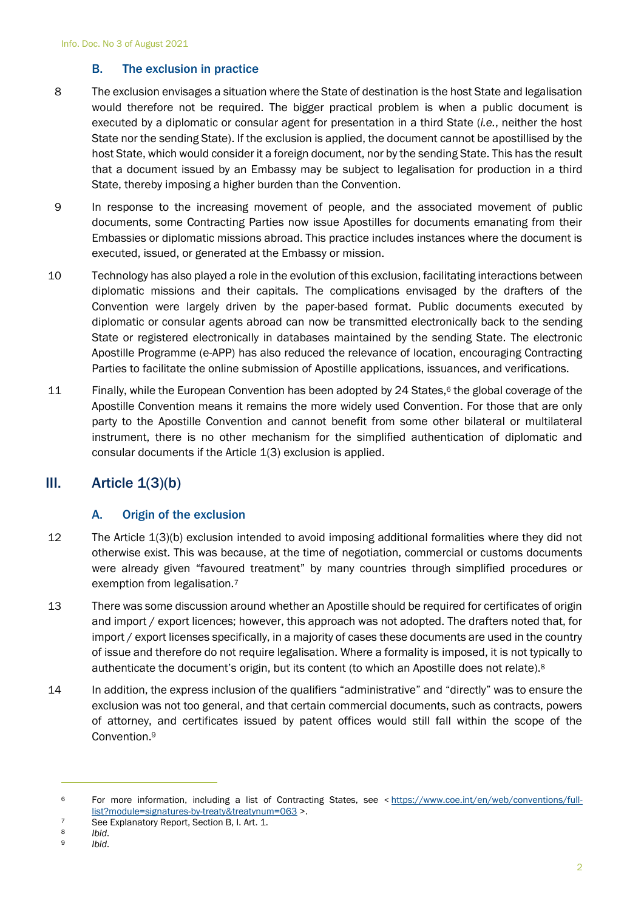### B. The exclusion in practice

8 The exclusion envisages a situation where the State of destination is the host State and legalisation would therefore not be required. The bigger practical problem is when a public document is executed by a diplomatic or consular agent for presentation in a third State (*i.e.*, neither the host State nor the sending State). If the exclusion is applied, the document cannot be apostillised by the host State, which would consider it a foreign document, nor by the sending State. This has the result that a document issued by an Embassy may be subject to legalisation for production in a third State, thereby imposing a higher burden than the Convention.

9 In response to the increasing movement of people, and the associated movement of public documents, some Contracting Parties now issue Apostilles for documents emanating from their Embassies or diplomatic missions abroad. This practice includes instances where the document is executed, issued, or generated at the Embassy or mission.

10 Technology has also played a role in the evolution of this exclusion, facilitating interactions between diplomatic missions and their capitals. The complications envisaged by the drafters of the Convention were largely driven by the paper-based format. Public documents executed by diplomatic or consular agents abroad can now be transmitted electronically back to the sending State or registered electronically in databases maintained by the sending State. The electronic Apostille Programme (e-APP) has also reduced the relevance of location, encouraging Contracting Parties to facilitate the online submission of Apostille applications, issuances, and verifications.

11 Finally, while the European Convention has been adopted by 24 States,[6] the global coverage of the Apostille Convention means it remains the more widely used Convention. For those that are only party to the Apostille Convention and cannot benefit from some other bilateral or multilateral instrument, there is no other mechanism for the simplified authentication of diplomatic and consular documents if the Article 1(3) exclusion is applied.

## III. Article 1(3)(b)

### A. Origin of the exclusion

12 The Article 1(3)(b) exclusion intended to avoid imposing additional formalities where they did not otherwise exist. This was because, at the time of negotiation, commercial or customs documents were already given "favoured treatment" by many countries through simplified procedures or exemption from legalisation.[7]

13 There was some discussion around whether an Apostille should be required for certificates of origin and import / export licences; however, this approach was not adopted. The drafters noted that, for import / export licenses specifically, in a majority of cases these documents are used in the country of issue and therefore do not require legalisation. Where a formality is imposed, it is not typically to authenticate the document's origin, but its content (to which an Apostille does not relate).[8]

14 In addition, the express inclusion of the qualifiers "administrative" and "directly" was to ensure the exclusion was not too general, and that certain commercial documents, such as contracts, powers of attorney, and certificates issued by patent offices would still fall within the scope of the Convention.[9]

---

[6] For more information, including a list of Contracting States, see < https://www.coe.int/en/web/conventions/full-list?module=signatures-by-treaty&treatynum=063 >.

[7] See Explanatory Report, Section B, I. Art. 1.

[8] *Ibid*.

[9] *Ibid*.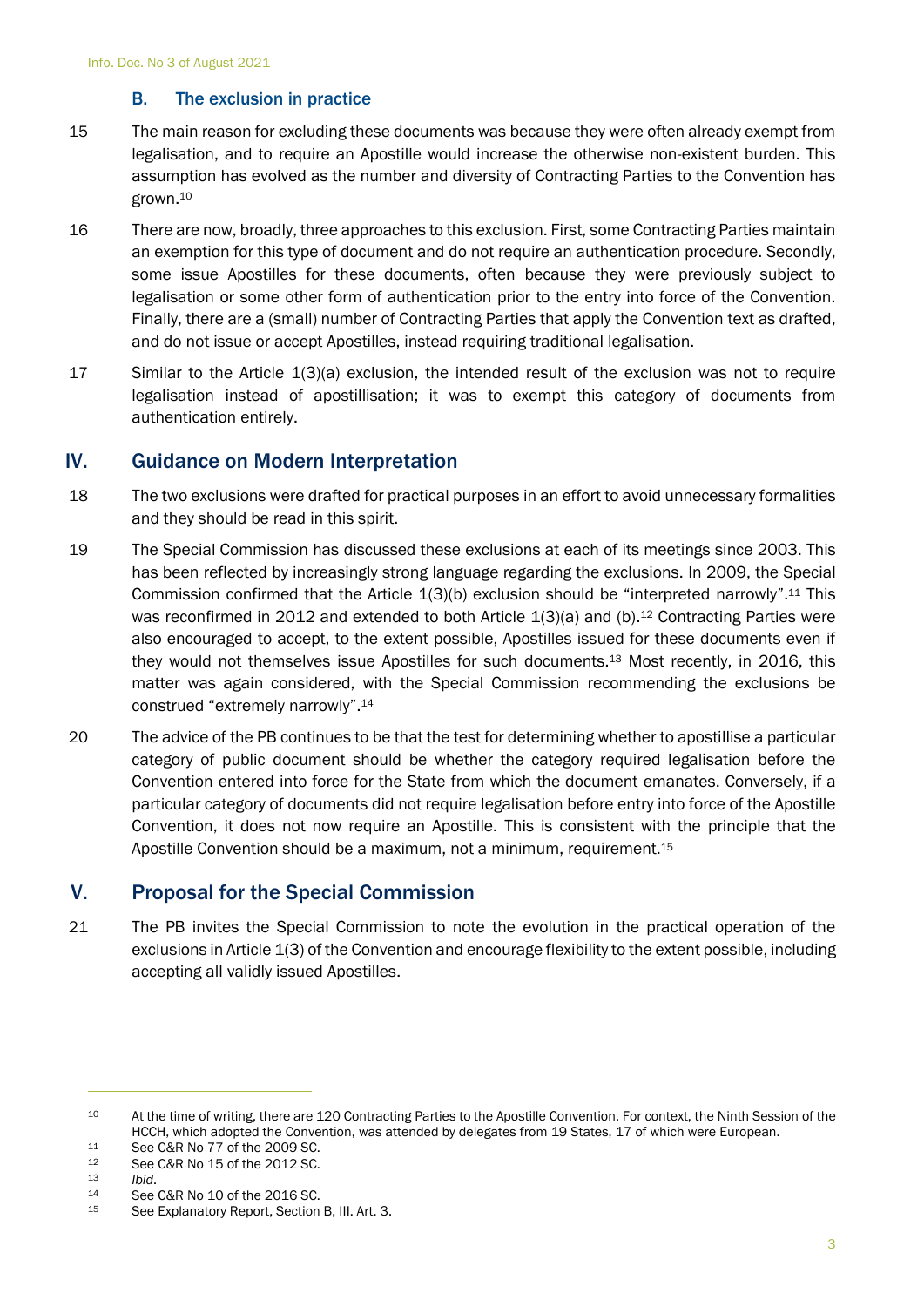### B. The exclusion in practice

15 The main reason for excluding these documents was because they were often already exempt from legalisation, and to require an Apostille would increase the otherwise non-existent burden. This assumption has evolved as the number and diversity of Contracting Parties to the Convention has grown.[10]

16 There are now, broadly, three approaches to this exclusion. First, some Contracting Parties maintain an exemption for this type of document and do not require an authentication procedure. Secondly, some issue Apostilles for these documents, often because they were previously subject to legalisation or some other form of authentication prior to the entry into force of the Convention. Finally, there are a (small) number of Contracting Parties that apply the Convention text as drafted, and do not issue or accept Apostilles, instead requiring traditional legalisation.

17 Similar to the Article 1(3)(a) exclusion, the intended result of the exclusion was not to require legalisation instead of apostillisation; it was to exempt this category of documents from authentication entirely.

## IV. Guidance on Modern Interpretation

18 The two exclusions were drafted for practical purposes in an effort to avoid unnecessary formalities and they should be read in this spirit.

19 The Special Commission has discussed these exclusions at each of its meetings since 2003. This has been reflected by increasingly strong language regarding the exclusions. In 2009, the Special Commission confirmed that the Article 1(3)(b) exclusion should be "interpreted narrowly".[11] This was reconfirmed in 2012 and extended to both Article 1(3)(a) and (b).[12] Contracting Parties were also encouraged to accept, to the extent possible, Apostilles issued for these documents even if they would not themselves issue Apostilles for such documents.[13] Most recently, in 2016, this matter was again considered, with the Special Commission recommending the exclusions be construed "extremely narrowly".[14]

20 The advice of the PB continues to be that the test for determining whether to apostillise a particular category of public document should be whether the category required legalisation before the Convention entered into force for the State from which the document emanates. Conversely, if a particular category of documents did not require legalisation before entry into force of the Apostille Convention, it does not now require an Apostille. This is consistent with the principle that the Apostille Convention should be a maximum, not a minimum, requirement.[15]

## V. Proposal for the Special Commission

21 The PB invites the Special Commission to note the evolution in the practical operation of the exclusions in Article 1(3) of the Convention and encourage flexibility to the extent possible, including accepting all validly issued Apostilles.

---

[10] At the time of writing, there are 120 Contracting Parties to the Apostille Convention. For context, the Ninth Session of the HCCH, which adopted the Convention, was attended by delegates from 19 States, 17 of which were European.

[11] See C&R No 77 of the 2009 SC.

[12] See C&R No 15 of the 2012 SC.

[13] *Ibid*.

[14] See C&R No 10 of the 2016 SC.

[15] See Explanatory Report, Section B, III. Art. 3.